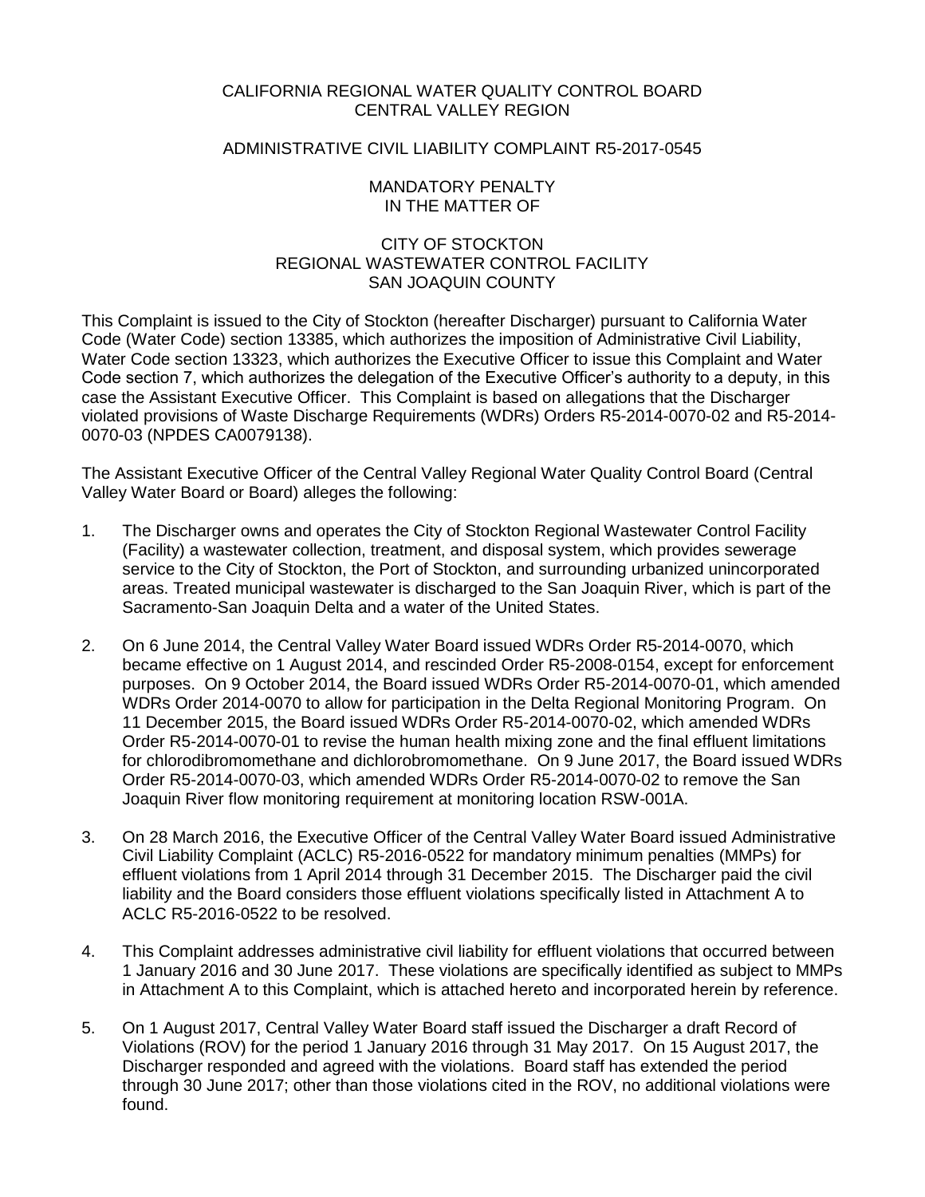CALIFORNIA REGIONAL WATER QUALITY CONTROL BOARD
CENTRAL VALLEY REGION

ADMINISTRATIVE CIVIL LIABILITY COMPLAINT R5-2017-0545

MANDATORY PENALTY
IN THE MATTER OF

CITY OF STOCKTON
REGIONAL WASTEWATER CONTROL FACILITY
SAN JOAQUIN COUNTY

This Complaint is issued to the City of Stockton (hereafter Discharger) pursuant to California Water Code (Water Code) section 13385, which authorizes the imposition of Administrative Civil Liability, Water Code section 13323, which authorizes the Executive Officer to issue this Complaint and Water Code section 7, which authorizes the delegation of the Executive Officer's authority to a deputy, in this case the Assistant Executive Officer. This Complaint is based on allegations that the Discharger violated provisions of Waste Discharge Requirements (WDRs) Orders R5-2014-0070-02 and R5-2014-0070-03 (NPDES CA0079138).

The Assistant Executive Officer of the Central Valley Regional Water Quality Control Board (Central Valley Water Board or Board) alleges the following:

1. The Discharger owns and operates the City of Stockton Regional Wastewater Control Facility (Facility) a wastewater collection, treatment, and disposal system, which provides sewerage service to the City of Stockton, the Port of Stockton, and surrounding urbanized unincorporated areas. Treated municipal wastewater is discharged to the San Joaquin River, which is part of the Sacramento-San Joaquin Delta and a water of the United States.

2. On 6 June 2014, the Central Valley Water Board issued WDRs Order R5-2014-0070, which became effective on 1 August 2014, and rescinded Order R5-2008-0154, except for enforcement purposes. On 9 October 2014, the Board issued WDRs Order R5-2014-0070-01, which amended WDRs Order 2014-0070 to allow for participation in the Delta Regional Monitoring Program. On 11 December 2015, the Board issued WDRs Order R5-2014-0070-02, which amended WDRs Order R5-2014-0070-01 to revise the human health mixing zone and the final effluent limitations for chlorodibromomethane and dichlorobromomethane. On 9 June 2017, the Board issued WDRs Order R5-2014-0070-03, which amended WDRs Order R5-2014-0070-02 to remove the San Joaquin River flow monitoring requirement at monitoring location RSW-001A.

3. On 28 March 2016, the Executive Officer of the Central Valley Water Board issued Administrative Civil Liability Complaint (ACLC) R5-2016-0522 for mandatory minimum penalties (MMPs) for effluent violations from 1 April 2014 through 31 December 2015. The Discharger paid the civil liability and the Board considers those effluent violations specifically listed in Attachment A to ACLC R5-2016-0522 to be resolved.

4. This Complaint addresses administrative civil liability for effluent violations that occurred between 1 January 2016 and 30 June 2017. These violations are specifically identified as subject to MMPs in Attachment A to this Complaint, which is attached hereto and incorporated herein by reference.

5. On 1 August 2017, Central Valley Water Board staff issued the Discharger a draft Record of Violations (ROV) for the period 1 January 2016 through 31 May 2017. On 15 August 2017, the Discharger responded and agreed with the violations. Board staff has extended the period through 30 June 2017; other than those violations cited in the ROV, no additional violations were found.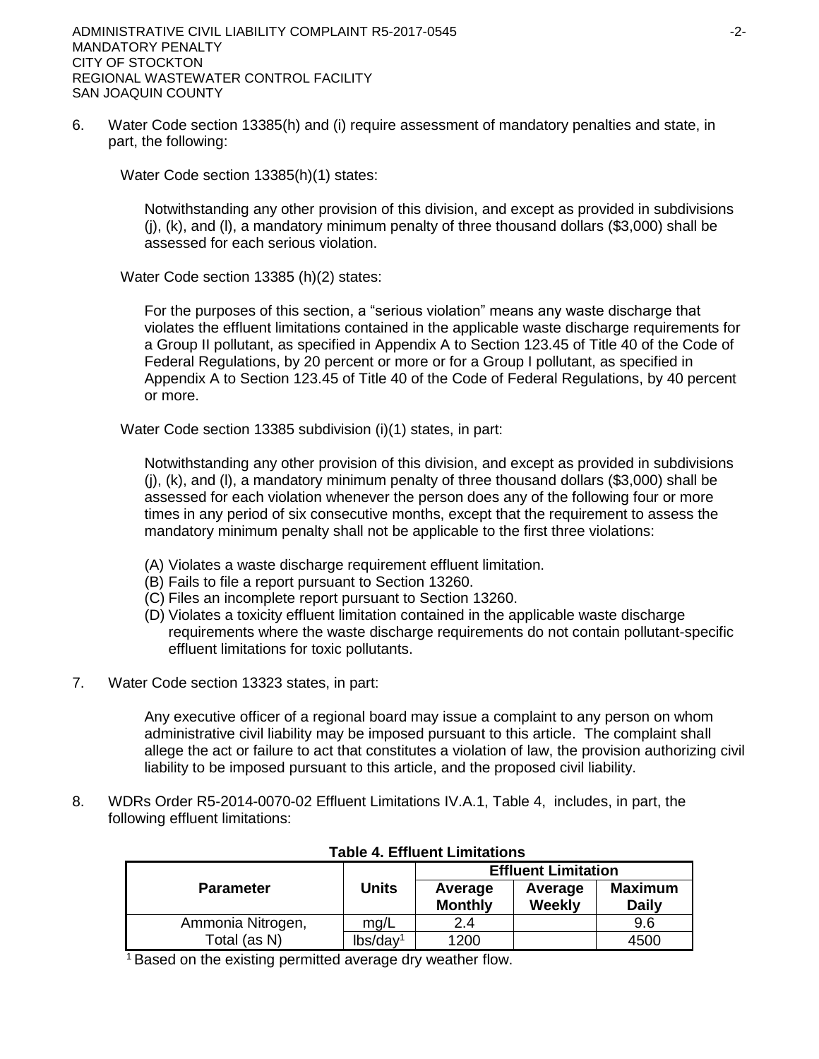6. Water Code section 13385(h) and (i) require assessment of mandatory penalties and state, in part, the following:

   Water Code section 13385(h)(1) states:

   > Notwithstanding any other provision of this division, and except as provided in subdivisions (j), (k), and (l), a mandatory minimum penalty of three thousand dollars ($3,000) shall be assessed for each serious violation.

   Water Code section 13385 (h)(2) states:

   > For the purposes of this section, a "serious violation" means any waste discharge that violates the effluent limitations contained in the applicable waste discharge requirements for a Group II pollutant, as specified in Appendix A to Section 123.45 of Title 40 of the Code of Federal Regulations, by 20 percent or more or for a Group I pollutant, as specified in Appendix A to Section 123.45 of Title 40 of the Code of Federal Regulations, by 40 percent or more.

   Water Code section 13385 subdivision (i)(1) states, in part:

   > Notwithstanding any other provision of this division, and except as provided in subdivisions (j), (k), and (l), a mandatory minimum penalty of three thousand dollars ($3,000) shall be assessed for each violation whenever the person does any of the following four or more times in any period of six consecutive months, except that the requirement to assess the mandatory minimum penalty shall not be applicable to the first three violations:
   >
   > (A) Violates a waste discharge requirement effluent limitation.
   > (B) Fails to file a report pursuant to Section 13260.
   > (C) Files an incomplete report pursuant to Section 13260.
   > (D) Violates a toxicity effluent limitation contained in the applicable waste discharge requirements where the waste discharge requirements do not contain pollutant-specific effluent limitations for toxic pollutants.

7. Water Code section 13323 states, in part:

   > Any executive officer of a regional board may issue a complaint to any person on whom administrative civil liability may be imposed pursuant to this article. The complaint shall allege the act or failure to act that constitutes a violation of law, the provision authorizing civil liability to be imposed pursuant to this article, and the proposed civil liability.

8. WDRs Order R5-2014-0070-02 Effluent Limitations IV.A.1, Table 4, includes, in part, the following effluent limitations:

**Table 4. Effluent Limitations**

| Parameter | Units | Effluent Limitation | | |
|---|---|---|---|---|
| | | Average Monthly | Average Weekly | Maximum Daily |
| Ammonia Nitrogen, Total (as N) | mg/L | 2.4 | | 9.6 |
| | lbs/day[1] | 1200 | | 4500 |

[1] Based on the existing permitted average dry weather flow.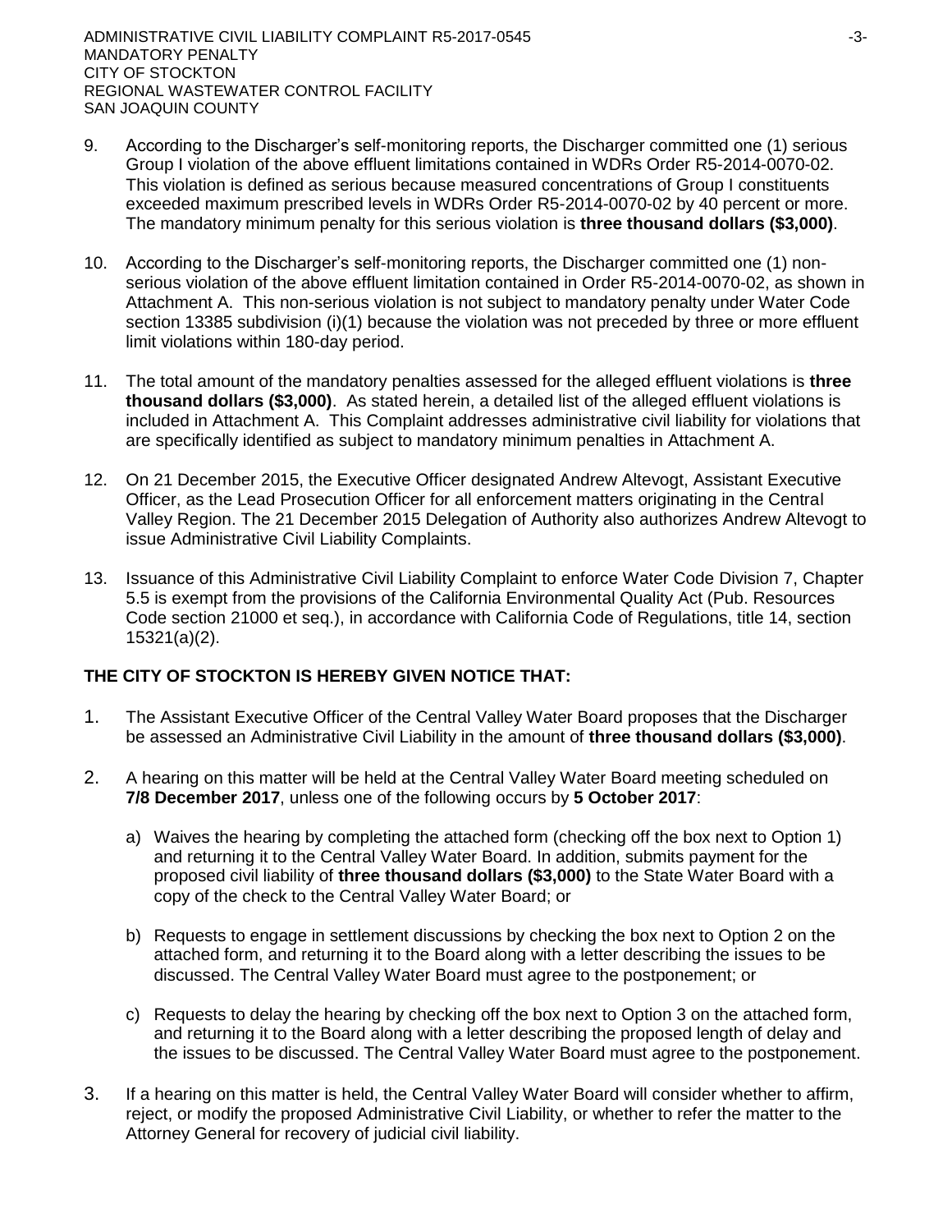9. According to the Discharger's self-monitoring reports, the Discharger committed one (1) serious Group I violation of the above effluent limitations contained in WDRs Order R5-2014-0070-02. This violation is defined as serious because measured concentrations of Group I constituents exceeded maximum prescribed levels in WDRs Order R5-2014-0070-02 by 40 percent or more. The mandatory minimum penalty for this serious violation is **three thousand dollars ($3,000)**.

10. According to the Discharger's self-monitoring reports, the Discharger committed one (1) non-serious violation of the above effluent limitation contained in Order R5-2014-0070-02, as shown in Attachment A. This non-serious violation is not subject to mandatory penalty under Water Code section 13385 subdivision (i)(1) because the violation was not preceded by three or more effluent limit violations within 180-day period.

11. The total amount of the mandatory penalties assessed for the alleged effluent violations is **three thousand dollars ($3,000)**. As stated herein, a detailed list of the alleged effluent violations is included in Attachment A. This Complaint addresses administrative civil liability for violations that are specifically identified as subject to mandatory minimum penalties in Attachment A.

12. On 21 December 2015, the Executive Officer designated Andrew Altevogt, Assistant Executive Officer, as the Lead Prosecution Officer for all enforcement matters originating in the Central Valley Region. The 21 December 2015 Delegation of Authority also authorizes Andrew Altevogt to issue Administrative Civil Liability Complaints.

13. Issuance of this Administrative Civil Liability Complaint to enforce Water Code Division 7, Chapter 5.5 is exempt from the provisions of the California Environmental Quality Act (Pub. Resources Code section 21000 et seq.), in accordance with California Code of Regulations, title 14, section 15321(a)(2).

**THE CITY OF STOCKTON IS HEREBY GIVEN NOTICE THAT:**

1. The Assistant Executive Officer of the Central Valley Water Board proposes that the Discharger be assessed an Administrative Civil Liability in the amount of **three thousand dollars ($3,000)**.

2. A hearing on this matter will be held at the Central Valley Water Board meeting scheduled on **7/8 December 2017**, unless one of the following occurs by **5 October 2017**:

   a) Waives the hearing by completing the attached form (checking off the box next to Option 1) and returning it to the Central Valley Water Board. In addition, submits payment for the proposed civil liability of **three thousand dollars ($3,000)** to the State Water Board with a copy of the check to the Central Valley Water Board; or

   b) Requests to engage in settlement discussions by checking the box next to Option 2 on the attached form, and returning it to the Board along with a letter describing the issues to be discussed. The Central Valley Water Board must agree to the postponement; or

   c) Requests to delay the hearing by checking off the box next to Option 3 on the attached form, and returning it to the Board along with a letter describing the proposed length of delay and the issues to be discussed. The Central Valley Water Board must agree to the postponement.

3. If a hearing on this matter is held, the Central Valley Water Board will consider whether to affirm, reject, or modify the proposed Administrative Civil Liability, or whether to refer the matter to the Attorney General for recovery of judicial civil liability.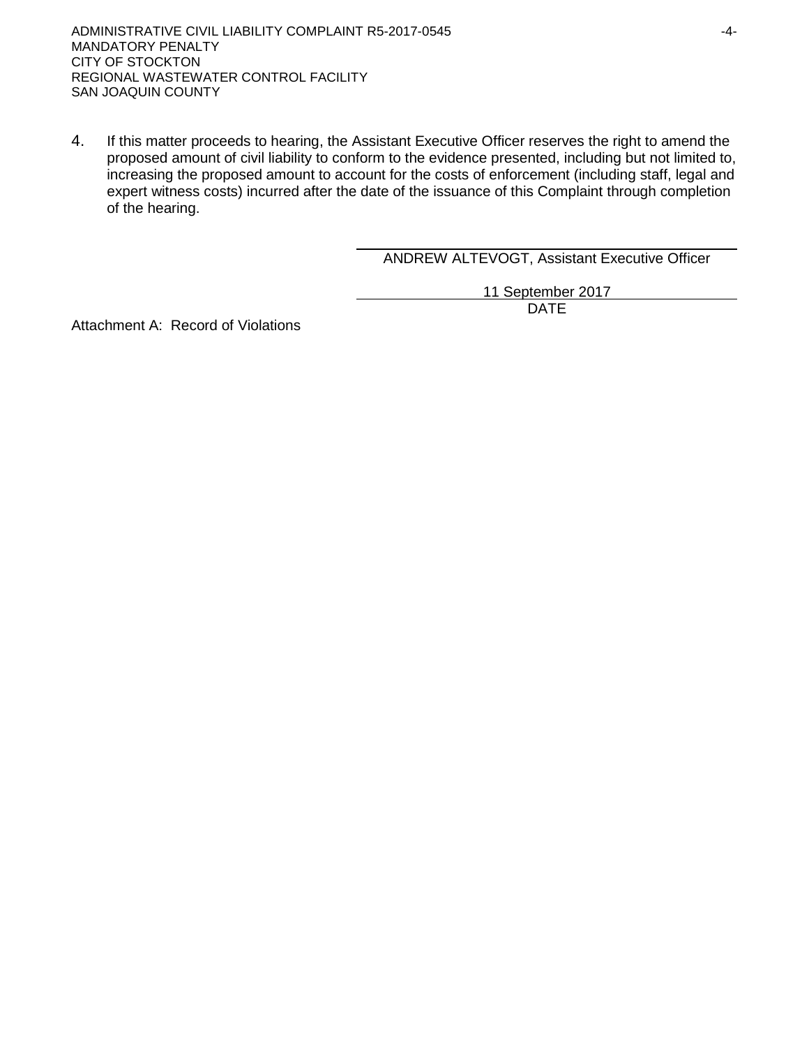4. If this matter proceeds to hearing, the Assistant Executive Officer reserves the right to amend the proposed amount of civil liability to conform to the evidence presented, including but not limited to, increasing the proposed amount to account for the costs of enforcement (including staff, legal and expert witness costs) incurred after the date of the issuance of this Complaint through completion of the hearing.

ANDREW ALTEVOGT, Assistant Executive Officer

11 September 2017

DATE

Attachment A: Record of Violations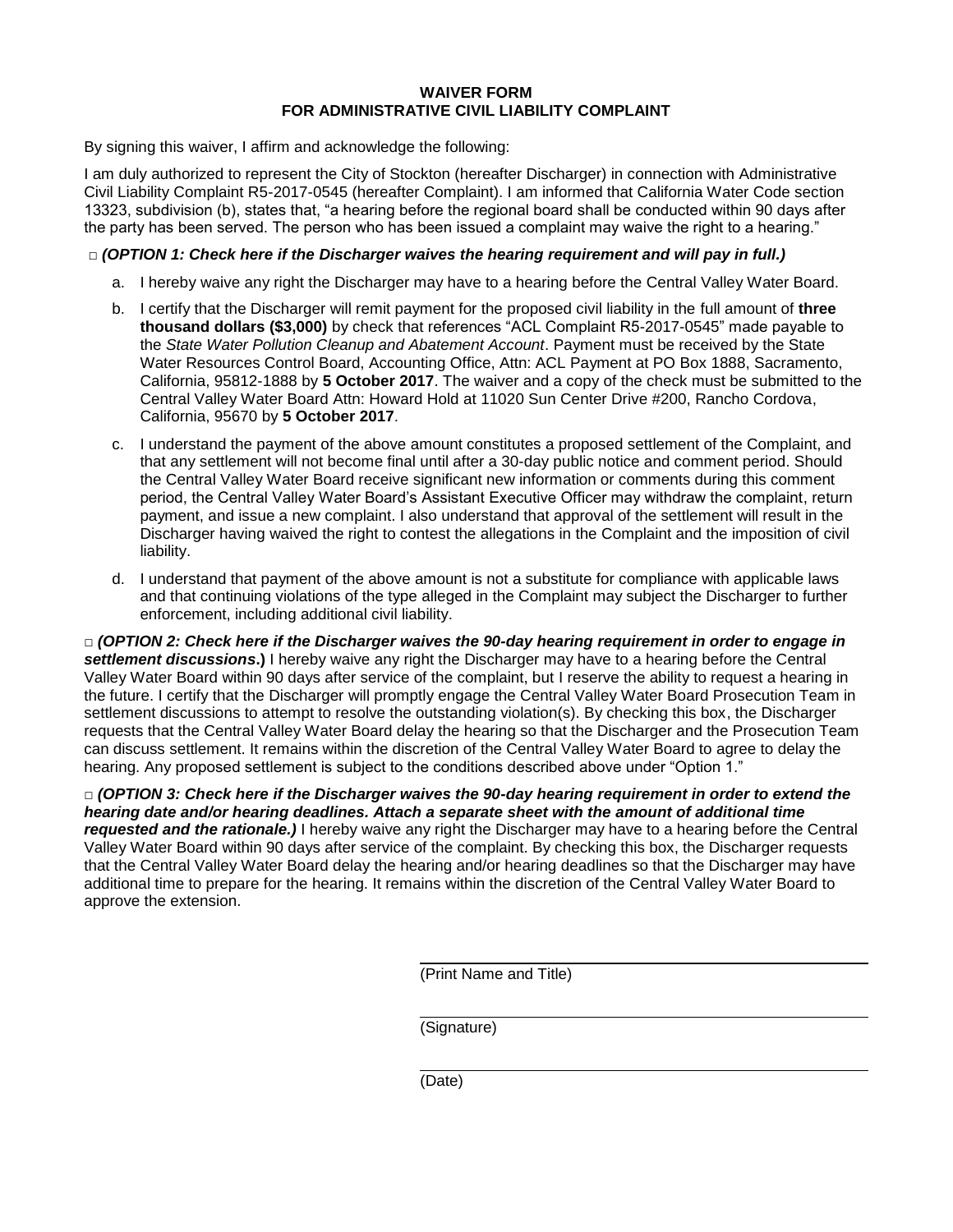**WAIVER FORM**
**FOR ADMINISTRATIVE CIVIL LIABILITY COMPLAINT**

By signing this waiver, I affirm and acknowledge the following:

I am duly authorized to represent the City of Stockton (hereafter Discharger) in connection with Administrative Civil Liability Complaint R5-2017-0545 (hereafter Complaint). I am informed that California Water Code section 13323, subdivision (b), states that, "a hearing before the regional board shall be conducted within 90 days after the party has been served. The person who has been issued a complaint may waive the right to a hearing."

□ ***(OPTION 1: Check here if the Discharger waives the hearing requirement and will pay in full.)***

a. I hereby waive any right the Discharger may have to a hearing before the Central Valley Water Board.

b. I certify that the Discharger will remit payment for the proposed civil liability in the full amount of **three thousand dollars ($3,000)** by check that references "ACL Complaint R5-2017-0545" made payable to the *State Water Pollution Cleanup and Abatement Account*. Payment must be received by the State Water Resources Control Board, Accounting Office, Attn: ACL Payment at PO Box 1888, Sacramento, California, 95812-1888 by **5 October 2017**. The waiver and a copy of the check must be submitted to the Central Valley Water Board Attn: Howard Hold at 11020 Sun Center Drive #200, Rancho Cordova, California, 95670 by **5 October 2017**.

c. I understand the payment of the above amount constitutes a proposed settlement of the Complaint, and that any settlement will not become final until after a 30-day public notice and comment period. Should the Central Valley Water Board receive significant new information or comments during this comment period, the Central Valley Water Board's Assistant Executive Officer may withdraw the complaint, return payment, and issue a new complaint. I also understand that approval of the settlement will result in the Discharger having waived the right to contest the allegations in the Complaint and the imposition of civil liability.

d. I understand that payment of the above amount is not a substitute for compliance with applicable laws and that continuing violations of the type alleged in the Complaint may subject the Discharger to further enforcement, including additional civil liability.

□ ***(OPTION 2: Check here if the Discharger waives the 90-day hearing requirement in order to engage in settlement discussions*.)** I hereby waive any right the Discharger may have to a hearing before the Central Valley Water Board within 90 days after service of the complaint, but I reserve the ability to request a hearing in the future. I certify that the Discharger will promptly engage the Central Valley Water Board Prosecution Team in settlement discussions to attempt to resolve the outstanding violation(s). By checking this box, the Discharger requests that the Central Valley Water Board delay the hearing so that the Discharger and the Prosecution Team can discuss settlement. It remains within the discretion of the Central Valley Water Board to agree to delay the hearing. Any proposed settlement is subject to the conditions described above under "Option 1."

□ ***(OPTION 3: Check here if the Discharger waives the 90-day hearing requirement in order to extend the hearing date and/or hearing deadlines. Attach a separate sheet with the amount of additional time requested and the rationale.)*** I hereby waive any right the Discharger may have to a hearing before the Central Valley Water Board within 90 days after service of the complaint. By checking this box, the Discharger requests that the Central Valley Water Board delay the hearing and/or hearing deadlines so that the Discharger may have additional time to prepare for the hearing. It remains within the discretion of the Central Valley Water Board to approve the extension.

\_\_\_\_\_\_\_\_\_\_\_\_\_\_\_\_\_\_\_\_\_\_\_\_\_\_\_\_\_\_\_\_\_\_\_\_\_\_\_\_
(Print Name and Title)

\_\_\_\_\_\_\_\_\_\_\_\_\_\_\_\_\_\_\_\_\_\_\_\_\_\_\_\_\_\_\_\_\_\_\_\_\_\_\_\_
(Signature)

\_\_\_\_\_\_\_\_\_\_\_\_\_\_\_\_\_\_\_\_\_\_\_\_\_\_\_\_\_\_\_\_\_\_\_\_\_\_\_\_
(Date)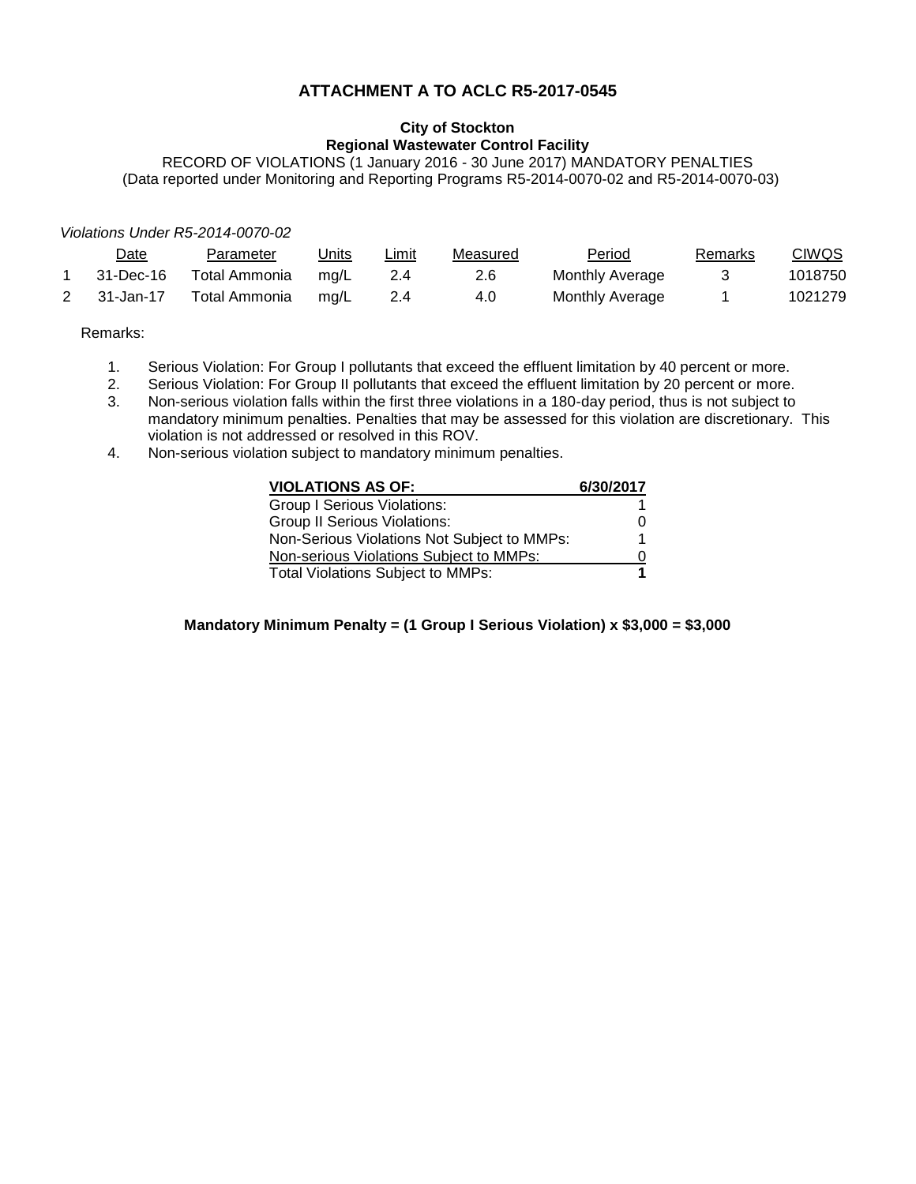## ATTACHMENT A TO ACLC R5-2017-0545

**City of Stockton**
**Regional Wastewater Control Facility**
RECORD OF VIOLATIONS (1 January 2016 - 30 June 2017) MANDATORY PENALTIES
(Data reported under Monitoring and Reporting Programs R5-2014-0070-02 and R5-2014-0070-03)

*Violations Under R5-2014-0070-02*

| | Date | Parameter | Units | Limit | Measured | Period | Remarks | CIWQS |
|---|---|---|---|---|---|---|---|---|
| 1 | 31-Dec-16 | Total Ammonia | mg/L | 2.4 | 2.6 | Monthly Average | 3 | 1018750 |
| 2 | 31-Jan-17 | Total Ammonia | mg/L | 2.4 | 4.0 | Monthly Average | 1 | 1021279 |

Remarks:

1. Serious Violation: For Group I pollutants that exceed the effluent limitation by 40 percent or more.
2. Serious Violation: For Group II pollutants that exceed the effluent limitation by 20 percent or more.
3. Non-serious violation falls within the first three violations in a 180-day period, thus is not subject to mandatory minimum penalties. Penalties that may be assessed for this violation are discretionary. This violation is not addressed or resolved in this ROV.
4. Non-serious violation subject to mandatory minimum penalties.

| VIOLATIONS AS OF: | 6/30/2017 |
|---|---|
| Group I Serious Violations: | 1 |
| Group II Serious Violations: | 0 |
| Non-Serious Violations Not Subject to MMPs: | 1 |
| Non-serious Violations Subject to MMPs: | 0 |
| Total Violations Subject to MMPs: | **1** |

**Mandatory Minimum Penalty = (1 Group I Serious Violation) x $3,000 = $3,000**